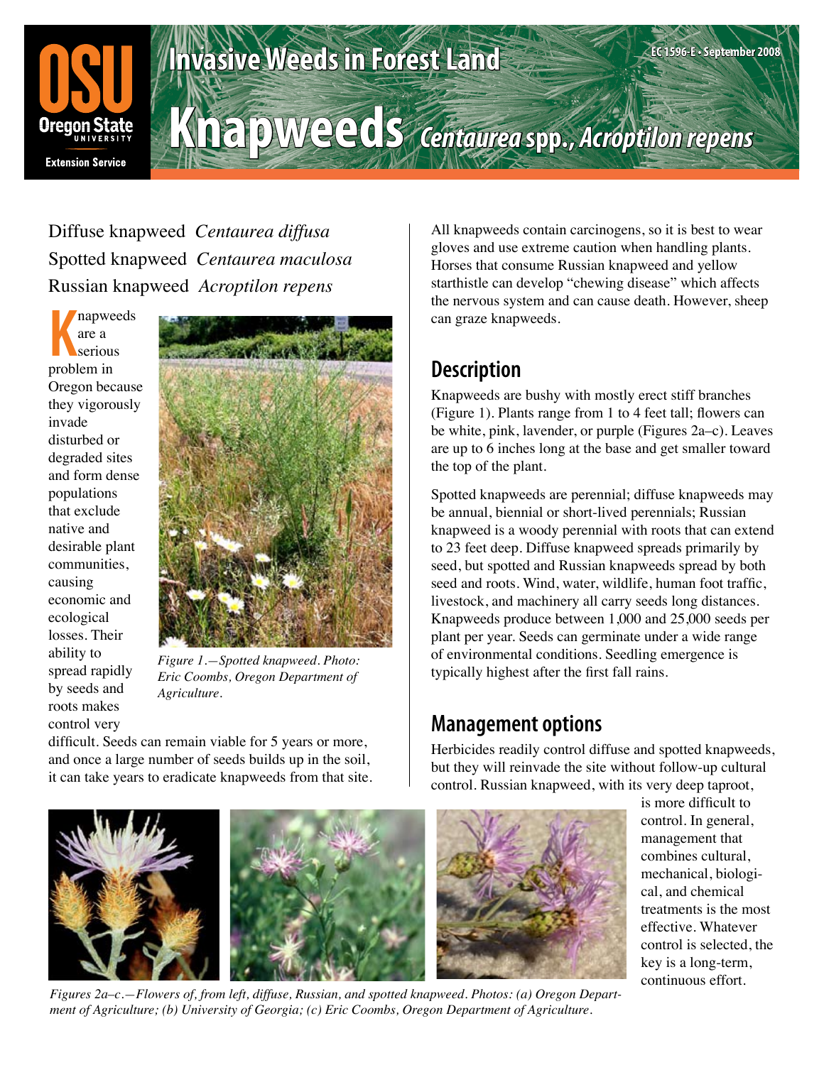# Invasive Weeds in Forest Land

# Knapweeds *Centaurea* spp., *Acroptilon repens*

EC 1596-E • September 2008

Diffuse knapweed *Centaurea diffusa*
Spotted knapweed *Centaurea maculosa*
Russian knapweed *Acroptilon repens*

Knapweeds are a serious problem in Oregon because they vigorously invade disturbed or degraded sites and form dense populations that exclude native and desirable plant communities, causing economic and ecological losses. Their ability to spread rapidly by seeds and roots makes control very difficult. Seeds can remain viable for 5 years or more, and once a large number of seeds builds up in the soil, it can take years to eradicate knapweeds from that site.

*Figure 1.—Spotted knapweed. Photo: Eric Coombs, Oregon Department of Agriculture.*

All knapweeds contain carcinogens, so it is best to wear gloves and use extreme caution when handling plants. Horses that consume Russian knapweed and yellow starthistle can develop "chewing disease" which affects the nervous system and can cause death. However, sheep can graze knapweeds.

## Description

Knapweeds are bushy with mostly erect stiff branches (Figure 1). Plants range from 1 to 4 feet tall; flowers can be white, pink, lavender, or purple (Figures 2a–c). Leaves are up to 6 inches long at the base and get smaller toward the top of the plant.

Spotted knapweeds are perennial; diffuse knapweeds may be annual, biennial or short-lived perennials; Russian knapweed is a woody perennial with roots that can extend to 23 feet deep. Diffuse knapweed spreads primarily by seed, but spotted and Russian knapweeds spread by both seed and roots. Wind, water, wildlife, human foot traffic, livestock, and machinery all carry seeds long distances. Knapweeds produce between 1,000 and 25,000 seeds per plant per year. Seeds can germinate under a wide range of environmental conditions. Seedling emergence is typically highest after the first fall rains.

## Management options

Herbicides readily control diffuse and spotted knapweeds, but they will reinvade the site without follow-up cultural control. Russian knapweed, with its very deep taproot, is more difficult to control. In general, management that combines cultural, mechanical, biological, and chemical treatments is the most effective. Whatever control is selected, the key is a long-term, continuous effort.

*Figures 2a–c.—Flowers of, from left, diffuse, Russian, and spotted knapweed. Photos: (a) Oregon Department of Agriculture; (b) University of Georgia; (c) Eric Coombs, Oregon Department of Agriculture.*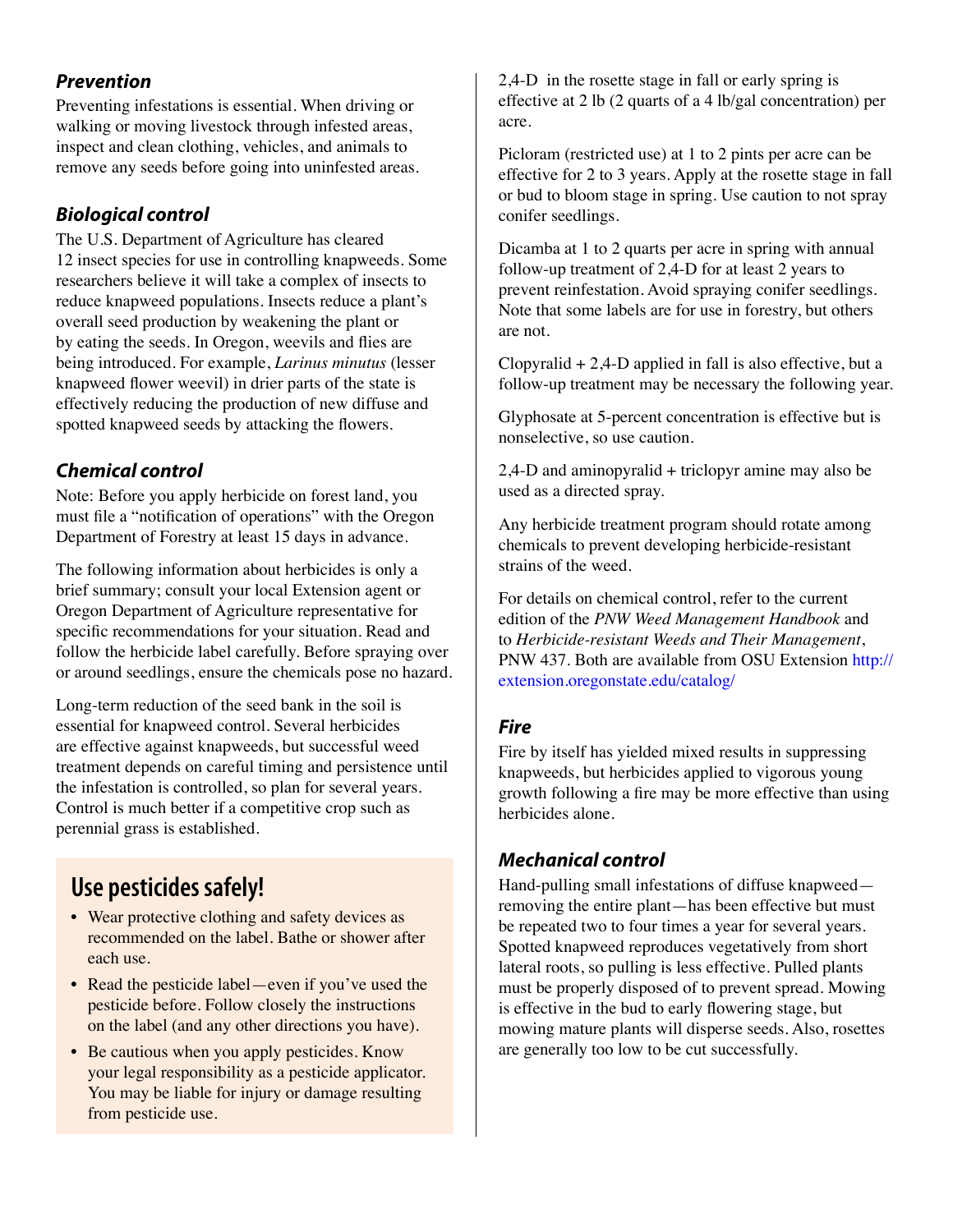### *Prevention*

Preventing infestations is essential. When driving or walking or moving livestock through infested areas, inspect and clean clothing, vehicles, and animals to remove any seeds before going into uninfested areas.

### *Biological control*

The U.S. Department of Agriculture has cleared 12 insect species for use in controlling knapweeds. Some researchers believe it will take a complex of insects to reduce knapweed populations. Insects reduce a plant's overall seed production by weakening the plant or by eating the seeds. In Oregon, weevils and flies are being introduced. For example, *Larinus minutus* (lesser knapweed flower weevil) in drier parts of the state is effectively reducing the production of new diffuse and spotted knapweed seeds by attacking the flowers.

### *Chemical control*

Note: Before you apply herbicide on forest land, you must file a "notification of operations" with the Oregon Department of Forestry at least 15 days in advance.

The following information about herbicides is only a brief summary; consult your local Extension agent or Oregon Department of Agriculture representative for specific recommendations for your situation. Read and follow the herbicide label carefully. Before spraying over or around seedlings, ensure the chemicals pose no hazard.

Long-term reduction of the seed bank in the soil is essential for knapweed control. Several herbicides are effective against knapweeds, but successful weed treatment depends on careful timing and persistence until the infestation is controlled, so plan for several years. Control is much better if a competitive crop such as perennial grass is established.

## Use pesticides safely!

- Wear protective clothing and safety devices as recommended on the label. Bathe or shower after each use.
- Read the pesticide label—even if you've used the pesticide before. Follow closely the instructions on the label (and any other directions you have).
- Be cautious when you apply pesticides. Know your legal responsibility as a pesticide applicator. You may be liable for injury or damage resulting from pesticide use.

2,4-D in the rosette stage in fall or early spring is effective at 2 lb (2 quarts of a 4 lb/gal concentration) per acre.

Picloram (restricted use) at 1 to 2 pints per acre can be effective for 2 to 3 years. Apply at the rosette stage in fall or bud to bloom stage in spring. Use caution to not spray conifer seedlings.

Dicamba at 1 to 2 quarts per acre in spring with annual follow-up treatment of 2,4-D for at least 2 years to prevent reinfestation. Avoid spraying conifer seedlings. Note that some labels are for use in forestry, but others are not.

Clopyralid + 2,4-D applied in fall is also effective, but a follow-up treatment may be necessary the following year.

Glyphosate at 5-percent concentration is effective but is nonselective, so use caution.

2,4-D and aminopyralid + triclopyr amine may also be used as a directed spray.

Any herbicide treatment program should rotate among chemicals to prevent developing herbicide-resistant strains of the weed.

For details on chemical control, refer to the current edition of the *PNW Weed Management Handbook* and to *Herbicide-resistant Weeds and Their Management*, PNW 437. Both are available from OSU Extension http://extension.oregonstate.edu/catalog/

### *Fire*

Fire by itself has yielded mixed results in suppressing knapweeds, but herbicides applied to vigorous young growth following a fire may be more effective than using herbicides alone.

### *Mechanical control*

Hand-pulling small infestations of diffuse knapweed—removing the entire plant—has been effective but must be repeated two to four times a year for several years. Spotted knapweed reproduces vegetatively from short lateral roots, so pulling is less effective. Pulled plants must be properly disposed of to prevent spread. Mowing is effective in the bud to early flowering stage, but mowing mature plants will disperse seeds. Also, rosettes are generally too low to be cut successfully.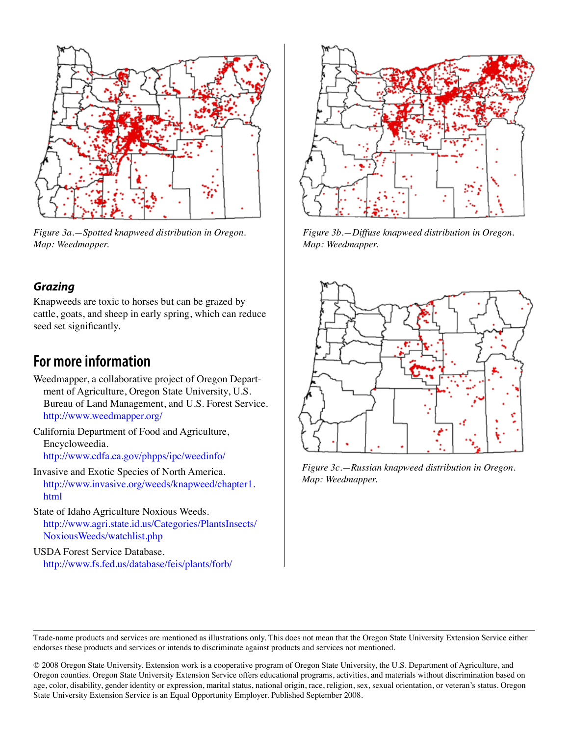*Figure 3a.—Spotted knapweed distribution in Oregon. Map: Weedmapper.*

*Figure 3b.—Diffuse knapweed distribution in Oregon. Map: Weedmapper.*

### *Grazing*

Knapweeds are toxic to horses but can be grazed by cattle, goats, and sheep in early spring, which can reduce seed set significantly.

## For more information

Weedmapper, a collaborative project of Oregon Department of Agriculture, Oregon State University, U.S. Bureau of Land Management, and U.S. Forest Service. http://www.weedmapper.org/

California Department of Food and Agriculture, Encycloweedia. http://www.cdfa.ca.gov/phpps/ipc/weedinfo/

Invasive and Exotic Species of North America. http://www.invasive.org/weeds/knapweed/chapter1.html

State of Idaho Agriculture Noxious Weeds. http://www.agri.state.id.us/Categories/PlantsInsects/NoxiousWeeds/watchlist.php

USDA Forest Service Database. http://www.fs.fed.us/database/feis/plants/forb/

*Figure 3c.—Russian knapweed distribution in Oregon. Map: Weedmapper.*

---

Trade-name products and services are mentioned as illustrations only. This does not mean that the Oregon State University Extension Service either endorses these products and services or intends to discriminate against products and services not mentioned.

© 2008 Oregon State University. Extension work is a cooperative program of Oregon State University, the U.S. Department of Agriculture, and Oregon counties. Oregon State University Extension Service offers educational programs, activities, and materials without discrimination based on age, color, disability, gender identity or expression, marital status, national origin, race, religion, sex, sexual orientation, or veteran's status. Oregon State University Extension Service is an Equal Opportunity Employer. Published September 2008.